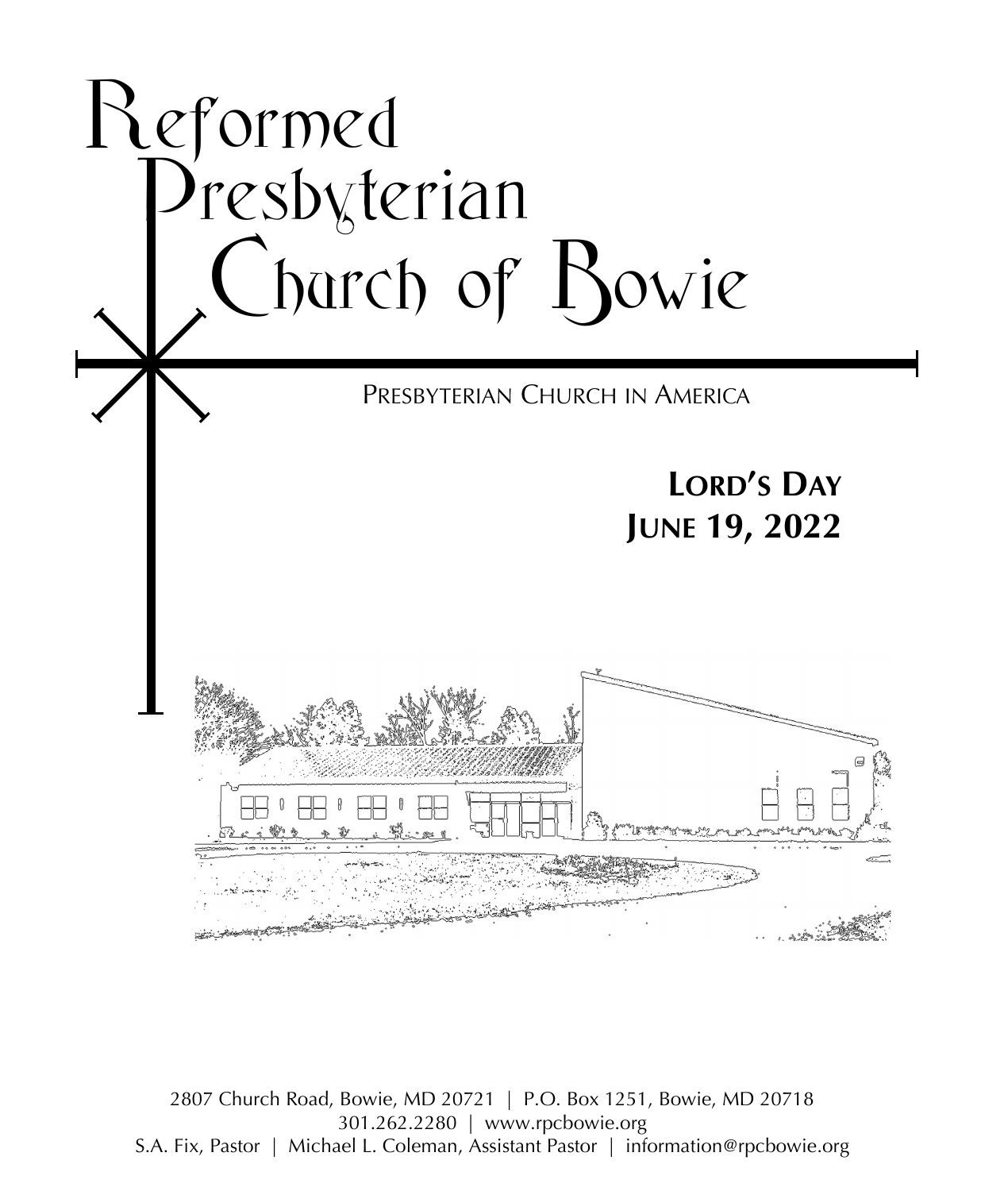# Reformed Presbyterian Church of Bowie

PRESBYTERIAN CHURCH IN AMERICA

**LORD'S DAY**
**JUNE 19, 2022**

2807 Church Road, Bowie, MD 20721 | P.O. Box 1251, Bowie, MD 20718
301.262.2280 | www.rpcbowie.org
S.A. Fix, Pastor | Michael L. Coleman, Assistant Pastor | information@rpcbowie.org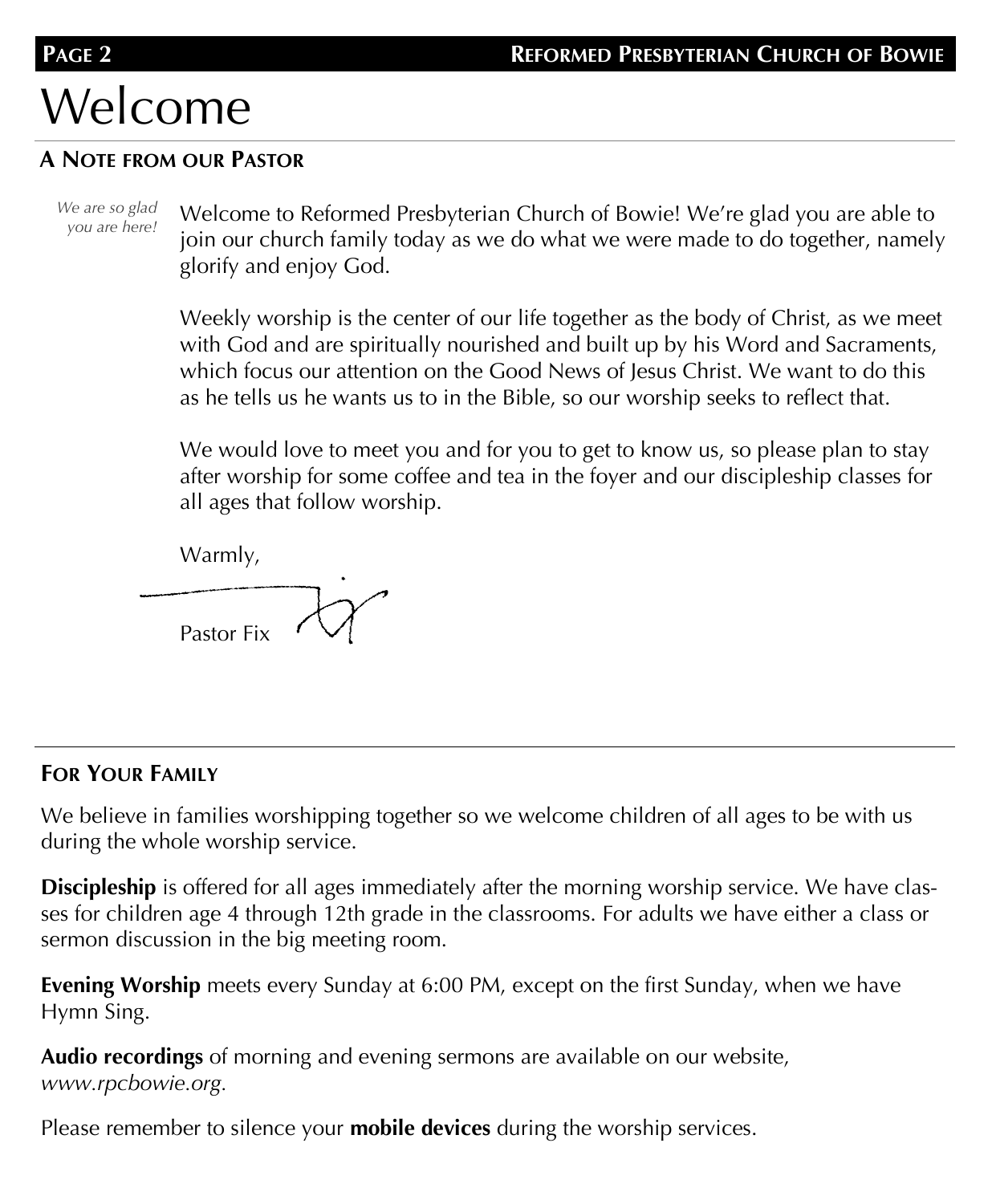# Welcome

## A Note from our Pastor

*We are so glad you are here!*

Welcome to Reformed Presbyterian Church of Bowie! We're glad you are able to join our church family today as we do what we were made to do together, namely glorify and enjoy God.

Weekly worship is the center of our life together as the body of Christ, as we meet with God and are spiritually nourished and built up by his Word and Sacraments, which focus our attention on the Good News of Jesus Christ. We want to do this as he tells us he wants us to in the Bible, so our worship seeks to reflect that.

We would love to meet you and for you to get to know us, so please plan to stay after worship for some coffee and tea in the foyer and our discipleship classes for all ages that follow worship.

Warmly,

Pastor Fix

## For Your Family

We believe in families worshipping together so we welcome children of all ages to be with us during the whole worship service.

**Discipleship** is offered for all ages immediately after the morning worship service. We have classes for children age 4 through 12th grade in the classrooms. For adults we have either a class or sermon discussion in the big meeting room.

**Evening Worship** meets every Sunday at 6:00 PM, except on the first Sunday, when we have Hymn Sing.

**Audio recordings** of morning and evening sermons are available on our website, *www.rpcbowie.org*.

Please remember to silence your **mobile devices** during the worship services.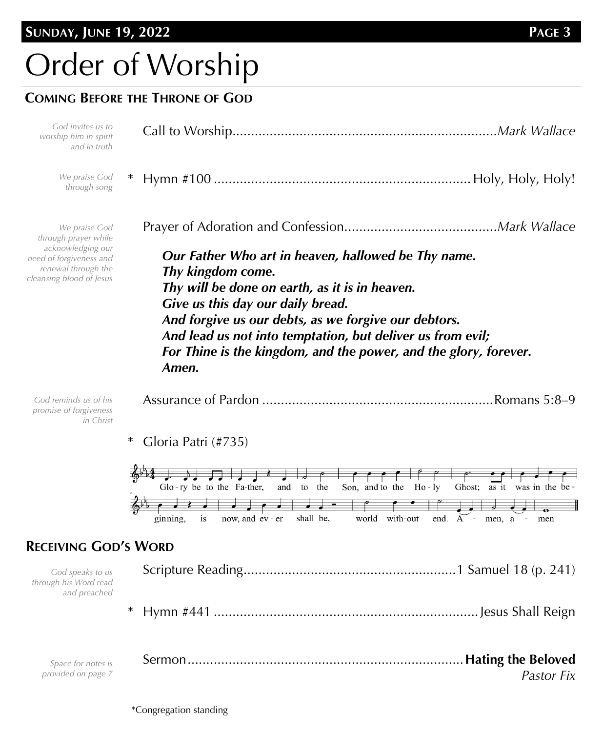# Order of Worship

## Coming Before the Throne of God

*God invites us to worship him in spirit and in truth*

Call to Worship....................................................................*Mark Wallace*

*We praise God through song*

\* Hymn #100 .................................................................... Holy, Holy, Holy!

*We praise God through prayer while acknowledging our need of forgiveness and renewal through the cleansing blood of Jesus*

Prayer of Adoration and Confession.........................................*Mark Wallace*

> ***Our Father Who art in heaven, hallowed be Thy name.***
> ***Thy kingdom come.***
> ***Thy will be done on earth, as it is in heaven.***
> ***Give us this day our daily bread.***
> ***And forgive us our debts, as we forgive our debtors.***
> ***And lead us not into temptation, but deliver us from evil;***
> ***For Thine is the kingdom, and the power, and the glory, forever.***
> ***Amen.***

*God reminds us of his promise of forgiveness in Christ*

Assurance of Pardon ..............................................................Romans 5:8–9

\* Gloria Patri (#735)

Glo-ry be to the Fa-ther, and to the Son, and to the Ho-ly Ghost; as it was in the be-ginning, is now, and ev-er shall be, world with-out end. A-men, a-men

## Receiving God's Word

*God speaks to us through his Word read and preached*

Scripture Reading..........................................................1 Samuel 18 (p. 241)

\* Hymn #441 ........................................................................Jesus Shall Reign

*Space for notes is provided on page 7*

Sermon...........................................................................**Hating the Beloved**
*Pastor Fix*

\*Congregation standing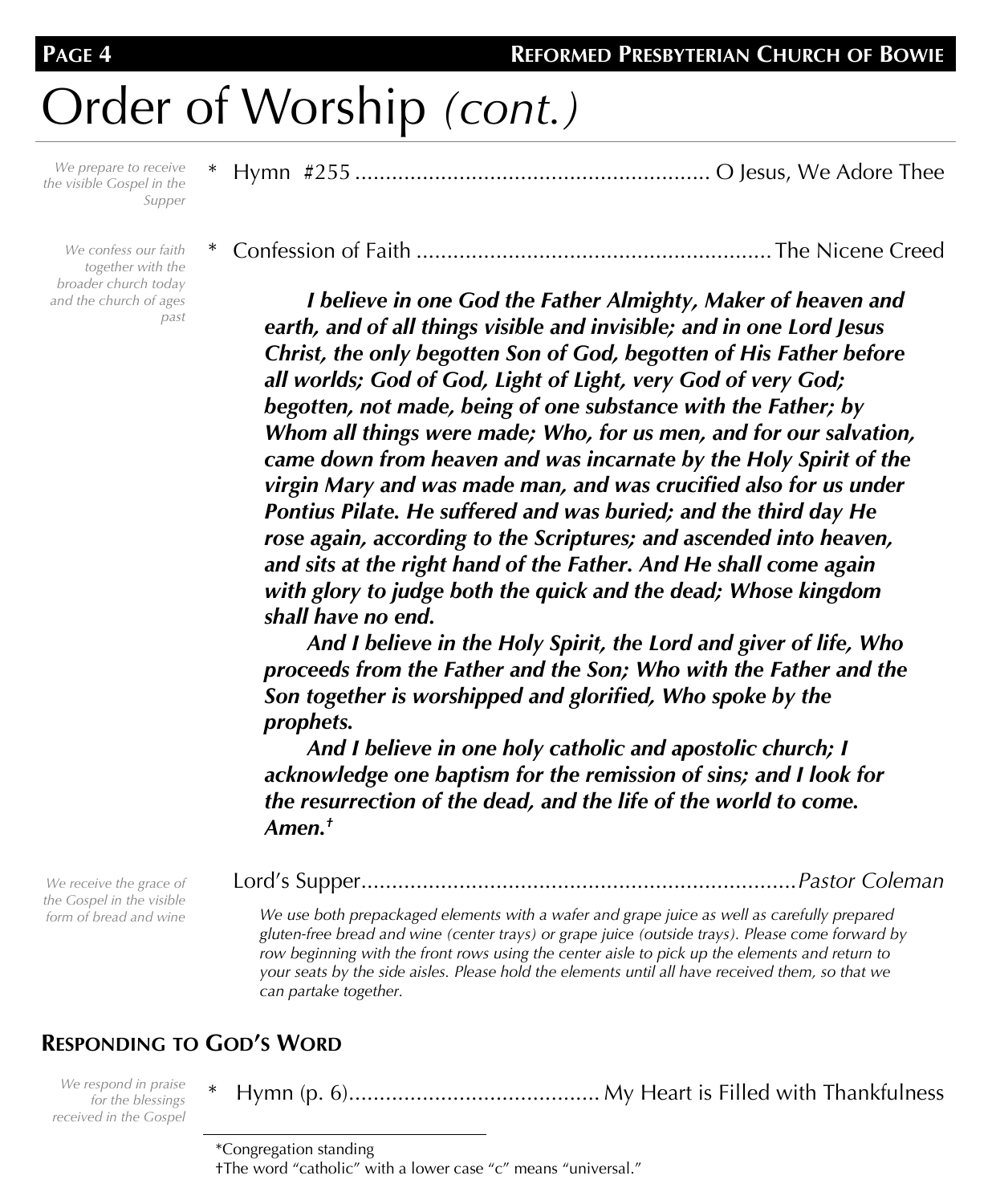# Order of Worship *(cont.)*

*We prepare to receive the visible Gospel in the Supper*

\* Hymn #255 .......................................................... O Jesus, We Adore Thee

*We confess our faith together with the broader church today and the church of ages past*

\* Confession of Faith .......................................................... The Nicene Creed

> ***I believe in one God the Father Almighty, Maker of heaven and earth, and of all things visible and invisible; and in one Lord Jesus Christ, the only begotten Son of God, begotten of His Father before all worlds; God of God, Light of Light, very God of very God; begotten, not made, being of one substance with the Father; by Whom all things were made; Who, for us men, and for our salvation, came down from heaven and was incarnate by the Holy Spirit of the virgin Mary and was made man, and was crucified also for us under Pontius Pilate. He suffered and was buried; and the third day He rose again, according to the Scriptures; and ascended into heaven, and sits at the right hand of the Father. And He shall come again with glory to judge both the quick and the dead; Whose kingdom shall have no end.***
>
> ***And I believe in the Holy Spirit, the Lord and giver of life, Who proceeds from the Father and the Son; Who with the Father and the Son together is worshipped and glorified, Who spoke by the prophets.***
>
> ***And I believe in one holy catholic and apostolic church; I acknowledge one baptism for the remission of sins; and I look for the resurrection of the dead, and the life of the world to come. Amen.†***

*We receive the grace of the Gospel in the visible form of bread and wine*

Lord's Supper....................................................................... *Pastor Coleman*

*We use both prepackaged elements with a wafer and grape juice as well as carefully prepared gluten-free bread and wine (center trays) or grape juice (outside trays). Please come forward by row beginning with the front rows using the center aisle to pick up the elements and return to your seats by the side aisles. Please hold the elements until all have received them, so that we can partake together.*

## Responding to God's Word

*We respond in praise for the blessings received in the Gospel*

\* Hymn (p. 6)......................................... My Heart is Filled with Thankfulness

---

\*Congregation standing

†The word "catholic" with a lower case "c" means "universal."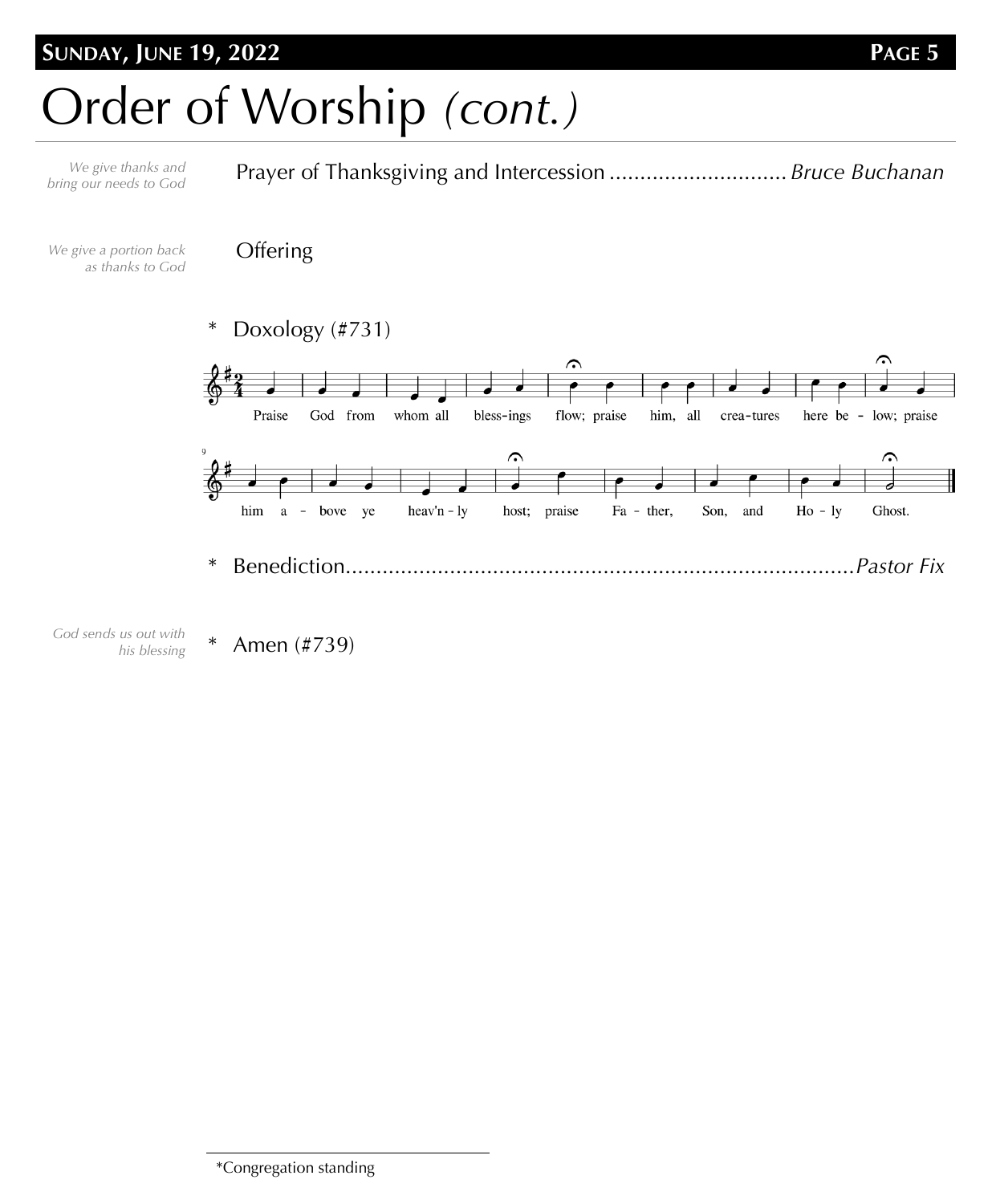# Order of Worship *(cont.)*

*We give thanks and bring our needs to God*

Prayer of Thanksgiving and Intercession ............................. *Bruce Buchanan*

*We give a portion back as thanks to God*

Offering

\* Doxology (#731)

Praise God from whom all bless-ings flow; praise him, all crea-tures here be - low; praise him a - bove ye heav'n - ly host; praise Fa - ther, Son, and Ho - ly Ghost.

\* Benediction.................................................................................... *Pastor Fix*

*God sends us out with his blessing*

\* Amen (#739)

---

\*Congregation standing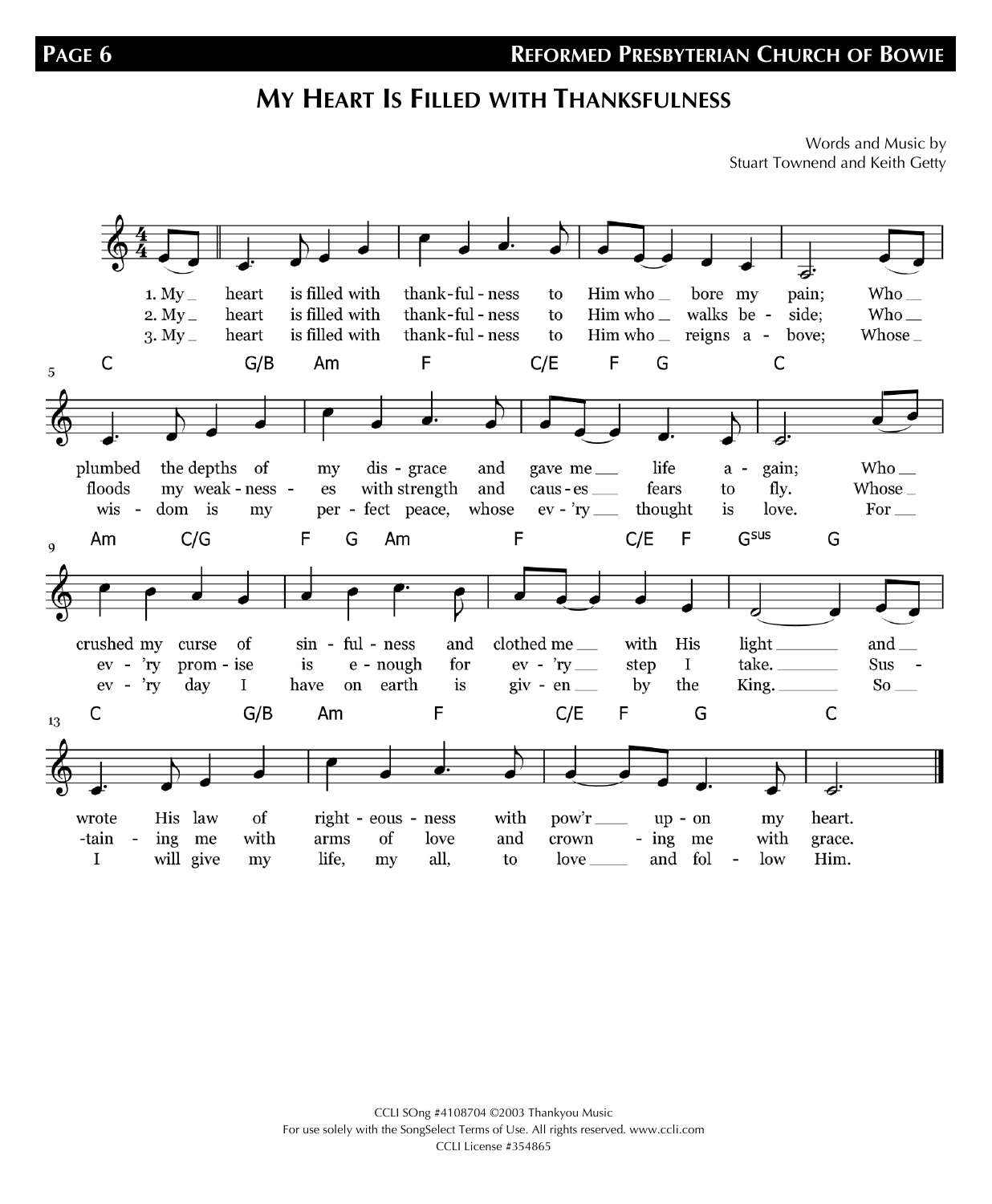# My Heart Is Filled with Thanksfulness

Words and Music by
Stuart Townend and Keith Getty

1. My heart is filled with thankfulness to Him who bore my pain;
Who plumbed the depths of my disgrace and gave me life again;
Who crushed my curse of sinfulness and clothed me with His light
And wrote His law of righteousness with pow'r upon my heart.

2. My heart is filled with thankfulness to Him who walks beside;
Who floods my weaknesses with strength and causes fears to fly.
Whose every promise is enough for every step I take.
Sustaining me with arms of love and crowning me with grace.

3. My heart is filled with thankfulness to Him who reigns above;
Whose wisdom is my perfect peace, whose ev'ry thought is love.
For ev'ry day I have on earth is given by the King.
So I will give my life, my all, to love and follow Him.

CCLI SOng #4108704 ©2003 Thankyou Music
For use solely with the SongSelect Terms of Use. All rights reserved. www.ccli.com
CCLI License #354865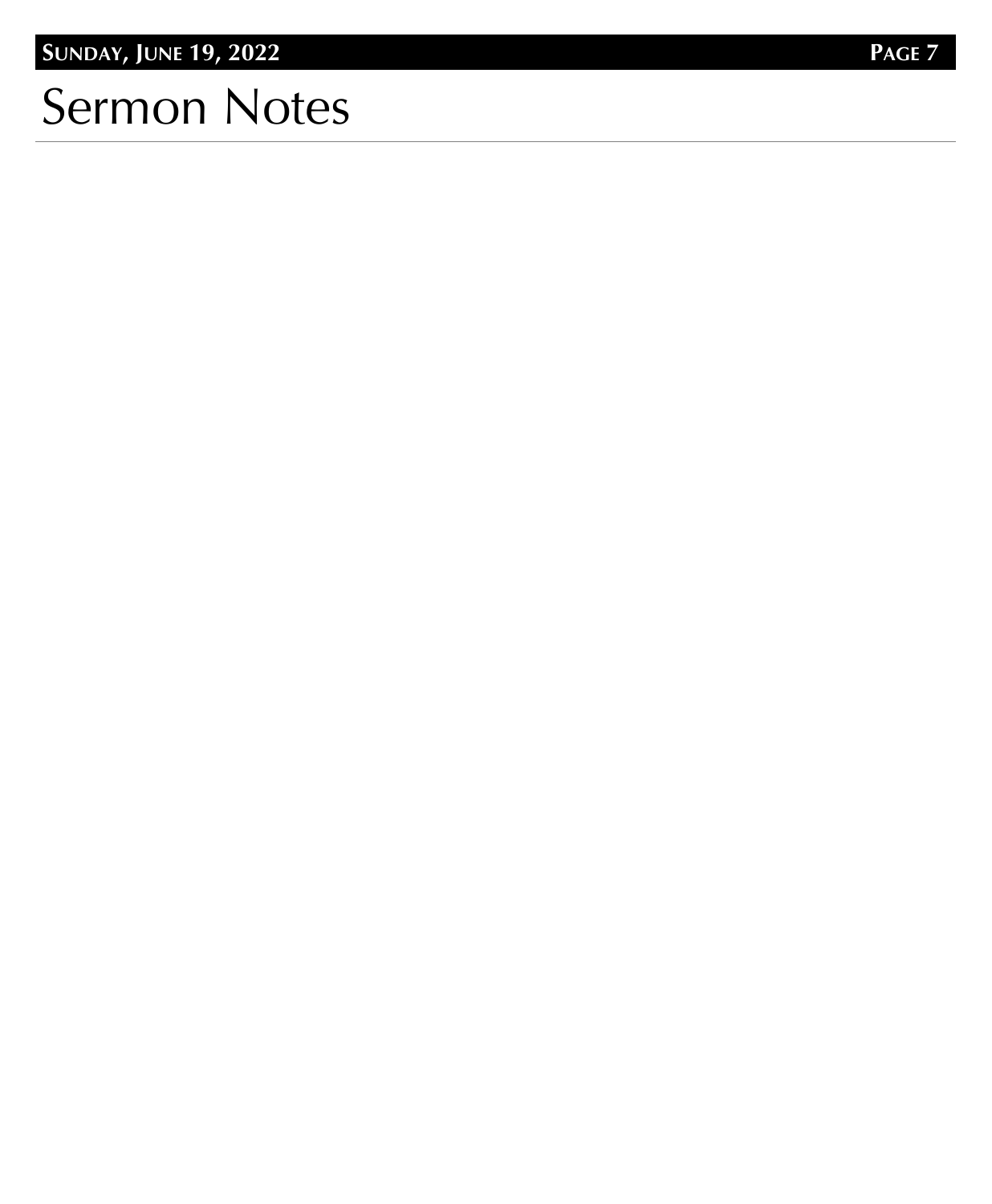# Sermon Notes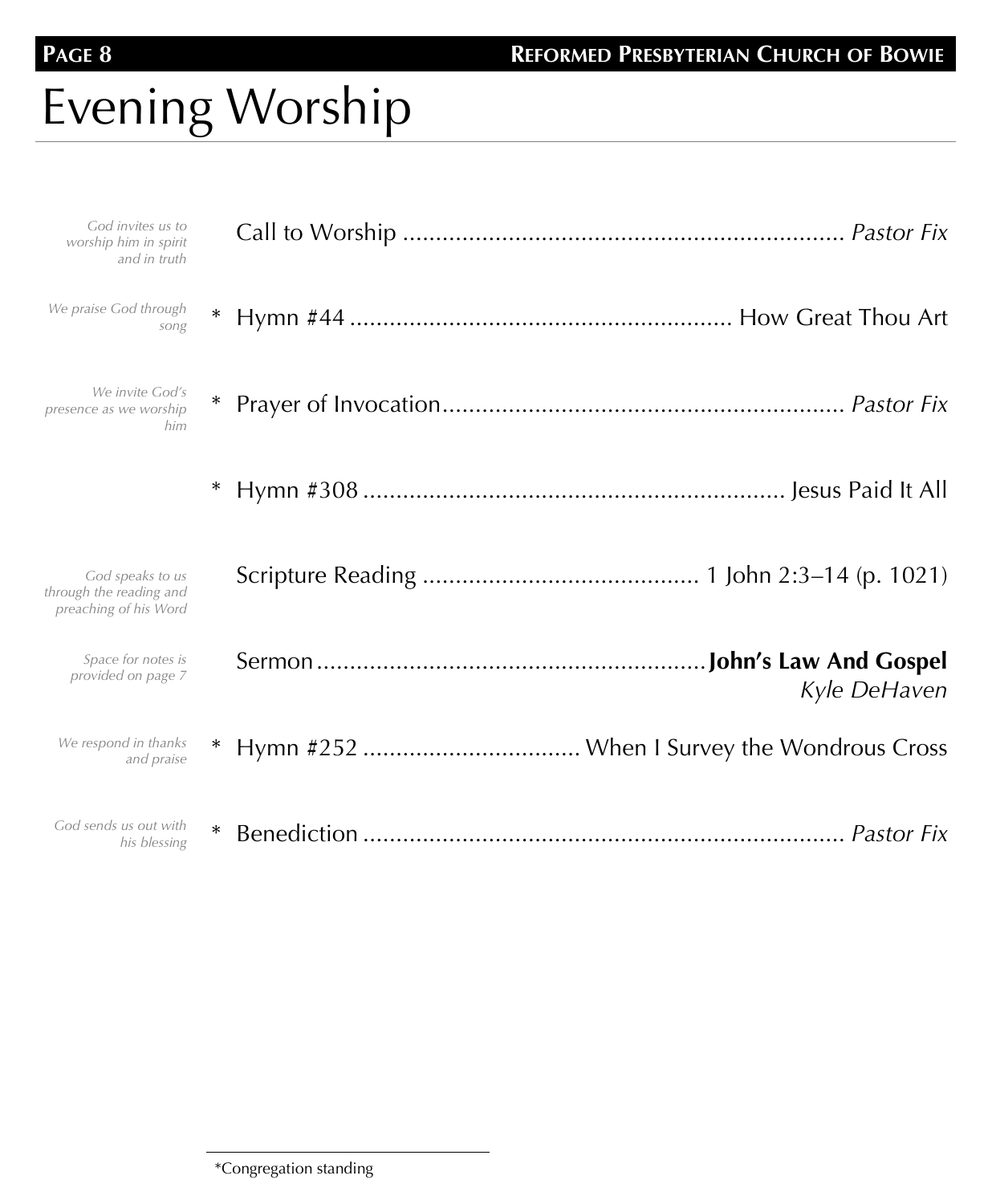# Evening Worship

*God invites us to worship him in spirit and in truth*

Call to Worship .................................................................. *Pastor Fix*

*We praise God through song*

\* Hymn #44 ......................................................... How Great Thou Art

*We invite God's presence as we worship him*

\* Prayer of Invocation.............................................................. *Pastor Fix*

\* Hymn #308 ................................................................ Jesus Paid It All

*God speaks to us through the reading and preaching of his Word*

Scripture Reading .......................................... 1 John 2:3–14 (p. 1021)

*Space for notes is provided on page 7*

Sermon............................................................**John's Law And Gospel**
*Kyle DeHaven*

*We respond in thanks and praise*

\* Hymn #252 ................................. When I Survey the Wondrous Cross

*God sends us out with his blessing*

\* Benediction .......................................................................... *Pastor Fix*

---

*Congregation standing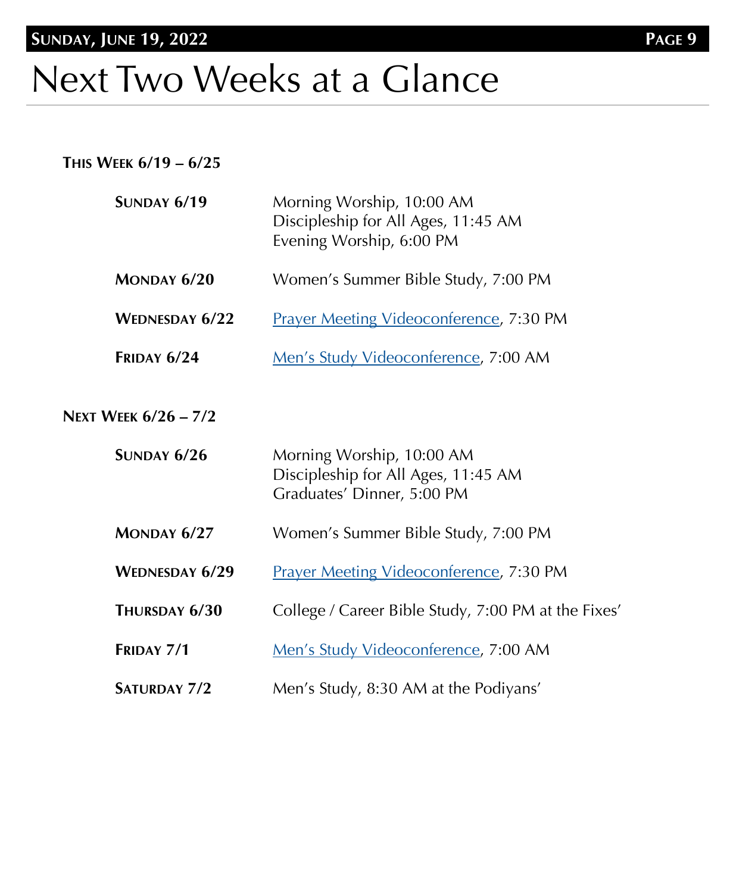# Next Two Weeks at a Glance

**This Week 6/19 – 6/25**

| | |
|---|---|
| **Sunday 6/19** | Morning Worship, 10:00 AM<br>Discipleship for All Ages, 11:45 AM<br>Evening Worship, 6:00 PM |
| **Monday 6/20** | Women's Summer Bible Study, 7:00 PM |
| **Wednesday 6/22** | Prayer Meeting Videoconference, 7:30 PM |
| **Friday 6/24** | Men's Study Videoconference, 7:00 AM |

**Next Week 6/26 – 7/2**

| | |
|---|---|
| **Sunday 6/26** | Morning Worship, 10:00 AM<br>Discipleship for All Ages, 11:45 AM<br>Graduates' Dinner, 5:00 PM |
| **Monday 6/27** | Women's Summer Bible Study, 7:00 PM |
| **Wednesday 6/29** | Prayer Meeting Videoconference, 7:30 PM |
| **Thursday 6/30** | College / Career Bible Study, 7:00 PM at the Fixes' |
| **Friday 7/1** | Men's Study Videoconference, 7:00 AM |
| **Saturday 7/2** | Men's Study, 8:30 AM at the Podiyans' |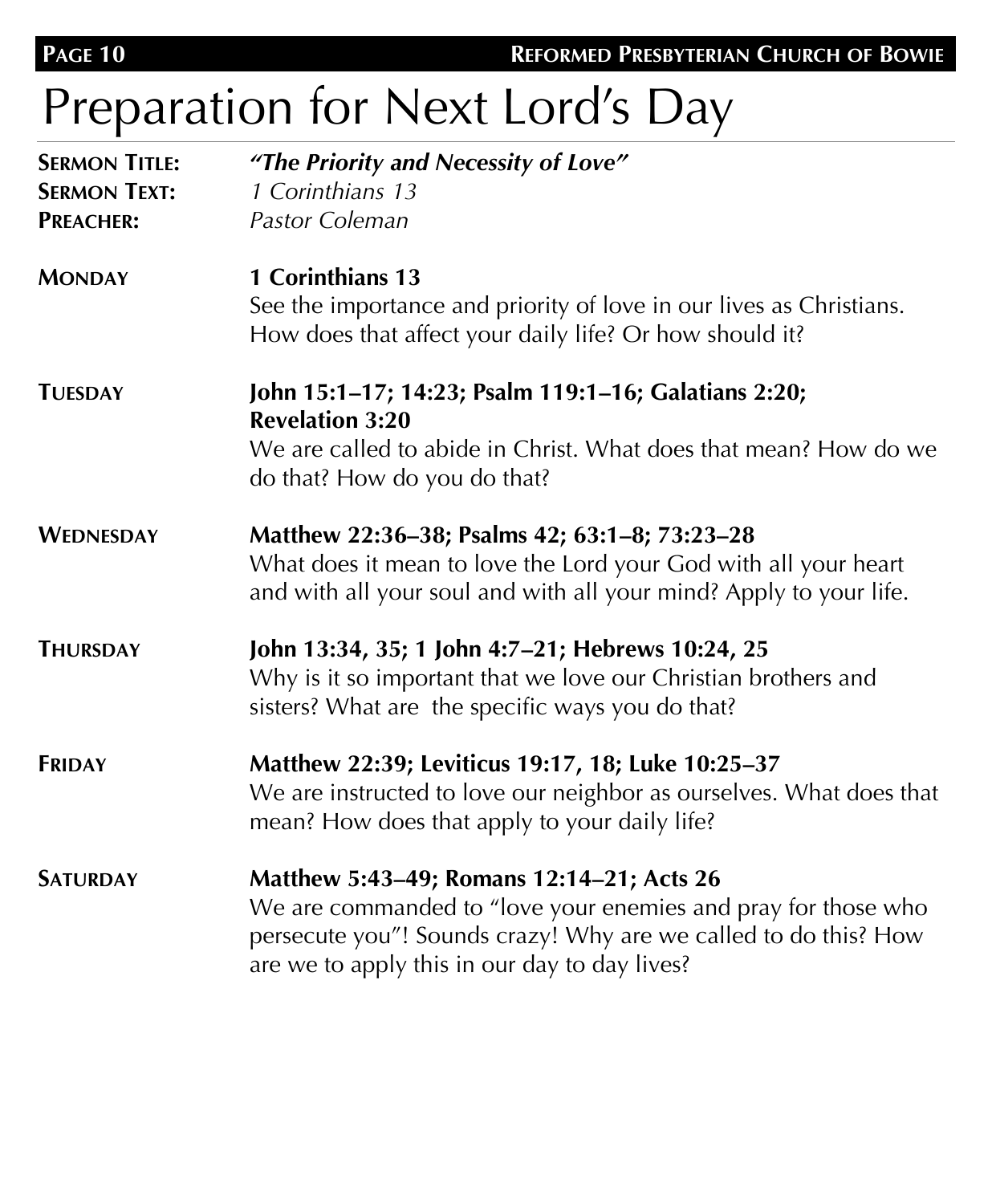# Preparation for Next Lord's Day

**SERMON TITLE:** ***"The Priority and Necessity of Love"***
**SERMON TEXT:** *1 Corinthians 13*
**PREACHER:** *Pastor Coleman*

**MONDAY** — **1 Corinthians 13**
See the importance and priority of love in our lives as Christians. How does that affect your daily life? Or how should it?

**TUESDAY** — **John 15:1–17; 14:23; Psalm 119:1–16; Galatians 2:20; Revelation 3:20**
We are called to abide in Christ. What does that mean? How do we do that? How do you do that?

**WEDNESDAY** — **Matthew 22:36–38; Psalms 42; 63:1–8; 73:23–28**
What does it mean to love the Lord your God with all your heart and with all your soul and with all your mind? Apply to your life.

**THURSDAY** — **John 13:34, 35; 1 John 4:7–21; Hebrews 10:24, 25**
Why is it so important that we love our Christian brothers and sisters? What are the specific ways you do that?

**FRIDAY** — **Matthew 22:39; Leviticus 19:17, 18; Luke 10:25–37**
We are instructed to love our neighbor as ourselves. What does that mean? How does that apply to your daily life?

**SATURDAY** — **Matthew 5:43–49; Romans 12:14–21; Acts 26**
We are commanded to "love your enemies and pray for those who persecute you"! Sounds crazy! Why are we called to do this? How are we to apply this in our day to day lives?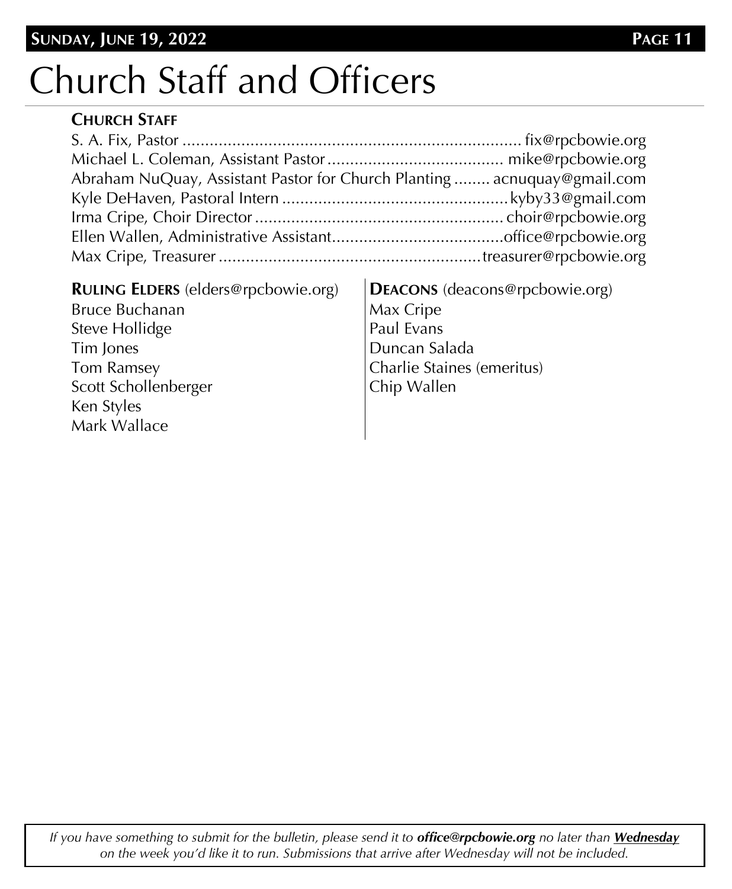# Church Staff and Officers

**CHURCH STAFF**

S. A. Fix, Pastor ............ fix@rpcbowie.org
Michael L. Coleman, Assistant Pastor ............ mike@rpcbowie.org
Abraham NuQuay, Assistant Pastor for Church Planting ............ acnuquay@gmail.com
Kyle DeHaven, Pastoral Intern ............ kyby33@gmail.com
Irma Cripe, Choir Director ............ choir@rpcbowie.org
Ellen Wallen, Administrative Assistant ............ office@rpcbowie.org
Max Cripe, Treasurer ............ treasurer@rpcbowie.org

**RULING ELDERS** (elders@rpcbowie.org)

Bruce Buchanan
Steve Hollidge
Tim Jones
Tom Ramsey
Scott Schollenberger
Ken Styles
Mark Wallace

**DEACONS** (deacons@rpcbowie.org)

Max Cripe
Paul Evans
Duncan Salada
Charlie Staines (emeritus)
Chip Wallen

*If you have something to submit for the bulletin, please send it to **office@rpcbowie.org** no later than **Wednesday** on the week you'd like it to run. Submissions that arrive after Wednesday will not be included.*